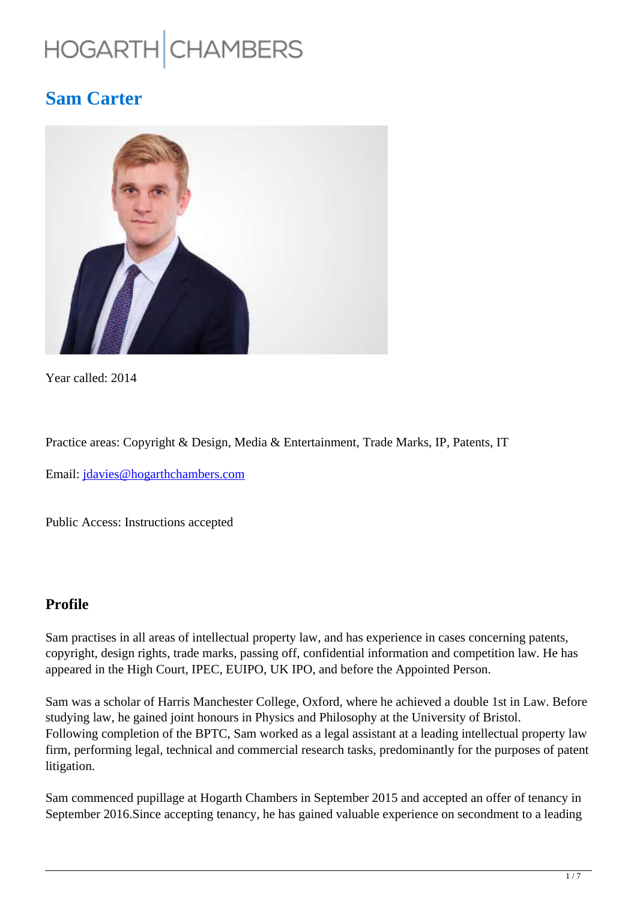HOGARTH | CHAMBERS

# Sam Carter

Year called: 2014

Practice areas: Copyright & Design, Media & Entertainment, Trade Marks, IP, Patents, IT

Email: [jdavies@hogarthchambers.com](mailto:jdavies@hogarthchambers.com)

Public Access: Instructions accepted

## Profile

Sam practises in all areas of intellectual property law, and has experience in cases concerning patents, copyright, design rights, trade marks, passing off, confidential information and competition law. He has appeared in the High Court, IPEC, EUIPO, UK IPO, and before the Appointed Person.

Sam was a scholar of Harris Manchester College, Oxford, where he achieved a double 1st in Law. Before studying law, he gained joint honours in Physics and Philosophy at the University of Bristol.
Following completion of the BPTC, Sam worked as a legal assistant at a leading intellectual property law firm, performing legal, technical and commercial research tasks, predominantly for the purposes of patent litigation.

Sam commenced pupillage at Hogarth Chambers in September 2015 and accepted an offer of tenancy in September 2016.Since accepting tenancy, he has gained valuable experience on secondment to a leading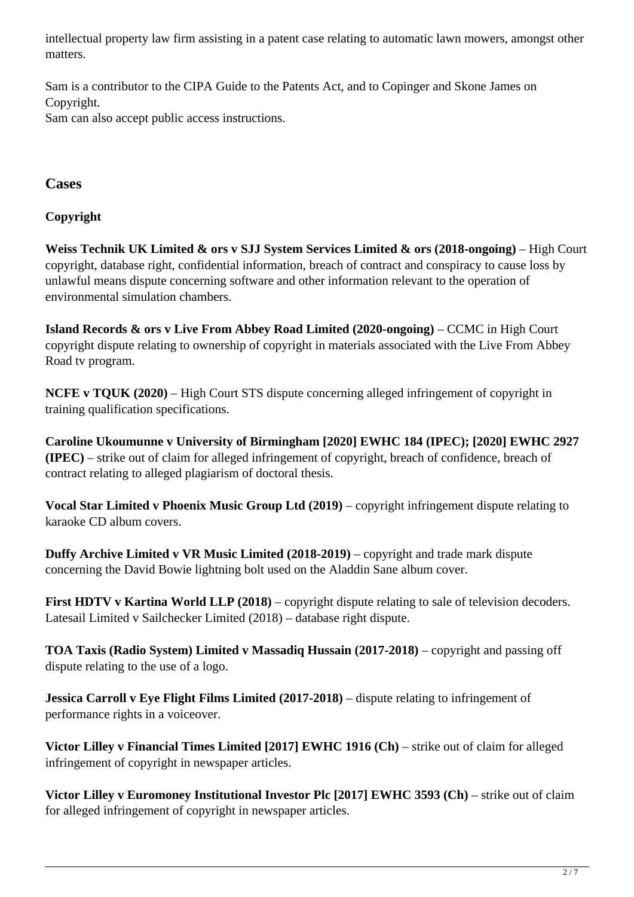intellectual property law firm assisting in a patent case relating to automatic lawn mowers, amongst other matters.

Sam is a contributor to the CIPA Guide to the Patents Act, and to Copinger and Skone James on Copyright.
Sam can also accept public access instructions.

## Cases

### Copyright

**Weiss Technik UK Limited & ors v SJJ System Services Limited & ors (2018-ongoing)** – High Court copyright, database right, confidential information, breach of contract and conspiracy to cause loss by unlawful means dispute concerning software and other information relevant to the operation of environmental simulation chambers.

**Island Records & ors v Live From Abbey Road Limited (2020-ongoing)** – CCMC in High Court copyright dispute relating to ownership of copyright in materials associated with the Live From Abbey Road tv program.

**NCFE v TQUK (2020)** – High Court STS dispute concerning alleged infringement of copyright in training qualification specifications.

**Caroline Ukoumunne v University of Birmingham [2020] EWHC 184 (IPEC); [2020] EWHC 2927 (IPEC)** – strike out of claim for alleged infringement of copyright, breach of confidence, breach of contract relating to alleged plagiarism of doctoral thesis.

**Vocal Star Limited v Phoenix Music Group Ltd (2019)** – copyright infringement dispute relating to karaoke CD album covers.

**Duffy Archive Limited v VR Music Limited (2018-2019)** – copyright and trade mark dispute concerning the David Bowie lightning bolt used on the Aladdin Sane album cover.

**First HDTV v Kartina World LLP (2018)** – copyright dispute relating to sale of television decoders.
Latesail Limited v Sailchecker Limited (2018) – database right dispute.

**TOA Taxis (Radio System) Limited v Massadiq Hussain (2017-2018)** – copyright and passing off dispute relating to the use of a logo.

**Jessica Carroll v Eye Flight Films Limited (2017-2018)** – dispute relating to infringement of performance rights in a voiceover.

**Victor Lilley v Financial Times Limited [2017] EWHC 1916 (Ch)** – strike out of claim for alleged infringement of copyright in newspaper articles.

**Victor Lilley v Euromoney Institutional Investor Plc [2017] EWHC 3593 (Ch)** – strike out of claim for alleged infringement of copyright in newspaper articles.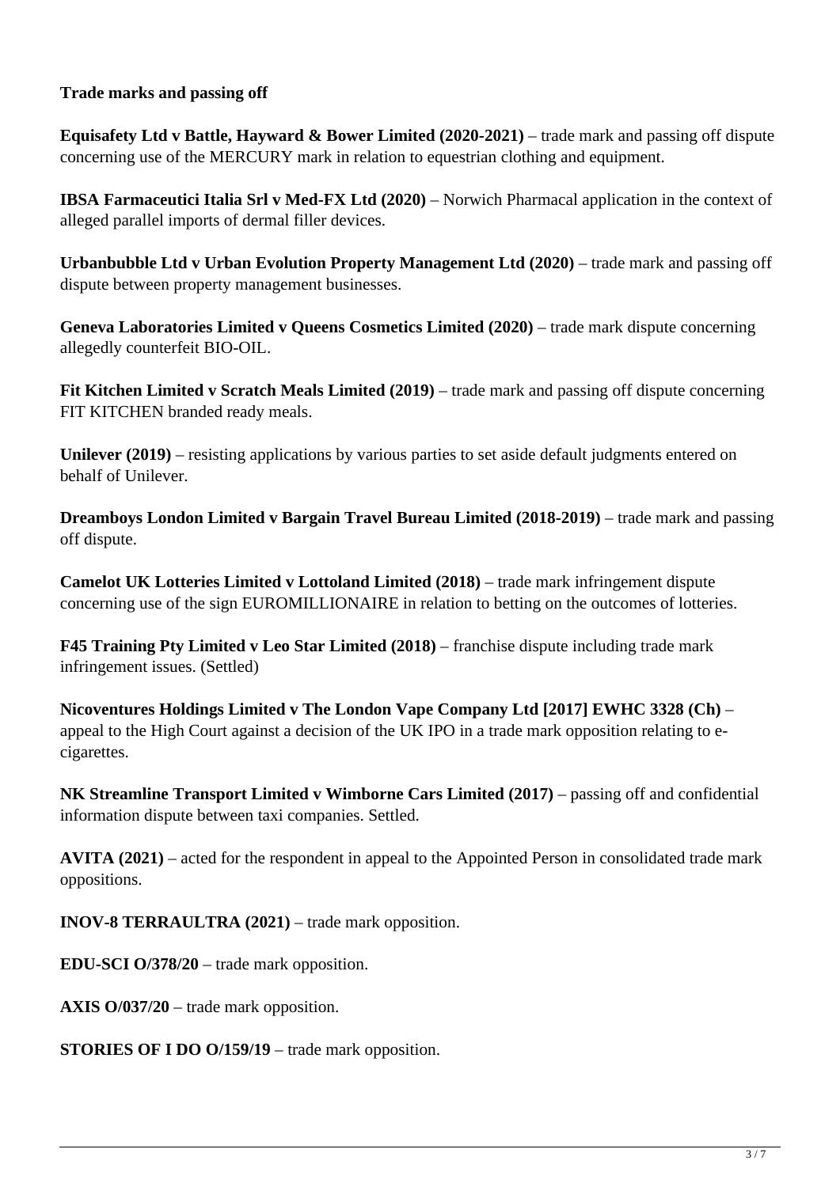**Trade marks and passing off**

**Equisafety Ltd v Battle, Hayward & Bower Limited (2020-2021)** – trade mark and passing off dispute concerning use of the MERCURY mark in relation to equestrian clothing and equipment.

**IBSA Farmaceutici Italia Srl v Med-FX Ltd (2020)** – Norwich Pharmacal application in the context of alleged parallel imports of dermal filler devices.

**Urbanbubble Ltd v Urban Evolution Property Management Ltd (2020)** – trade mark and passing off dispute between property management businesses.

**Geneva Laboratories Limited v Queens Cosmetics Limited (2020)** – trade mark dispute concerning allegedly counterfeit BIO-OIL.

**Fit Kitchen Limited v Scratch Meals Limited (2019)** – trade mark and passing off dispute concerning FIT KITCHEN branded ready meals.

**Unilever (2019)** – resisting applications by various parties to set aside default judgments entered on behalf of Unilever.

**Dreamboys London Limited v Bargain Travel Bureau Limited (2018-2019)** – trade mark and passing off dispute.

**Camelot UK Lotteries Limited v Lottoland Limited (2018)** – trade mark infringement dispute concerning use of the sign EUROMILLIONAIRE in relation to betting on the outcomes of lotteries.

**F45 Training Pty Limited v Leo Star Limited (2018)** – franchise dispute including trade mark infringement issues. (Settled)

**Nicoventures Holdings Limited v The London Vape Company Ltd [2017] EWHC 3328 (Ch)** – appeal to the High Court against a decision of the UK IPO in a trade mark opposition relating to e-cigarettes.

**NK Streamline Transport Limited v Wimborne Cars Limited (2017)** – passing off and confidential information dispute between taxi companies. Settled.

**AVITA (2021)** – acted for the respondent in appeal to the Appointed Person in consolidated trade mark oppositions.

**INOV-8 TERRAULTRA (2021)** – trade mark opposition.

**EDU-SCI O/378/20** – trade mark opposition.

**AXIS O/037/20** – trade mark opposition.

**STORIES OF I DO O/159/19** – trade mark opposition.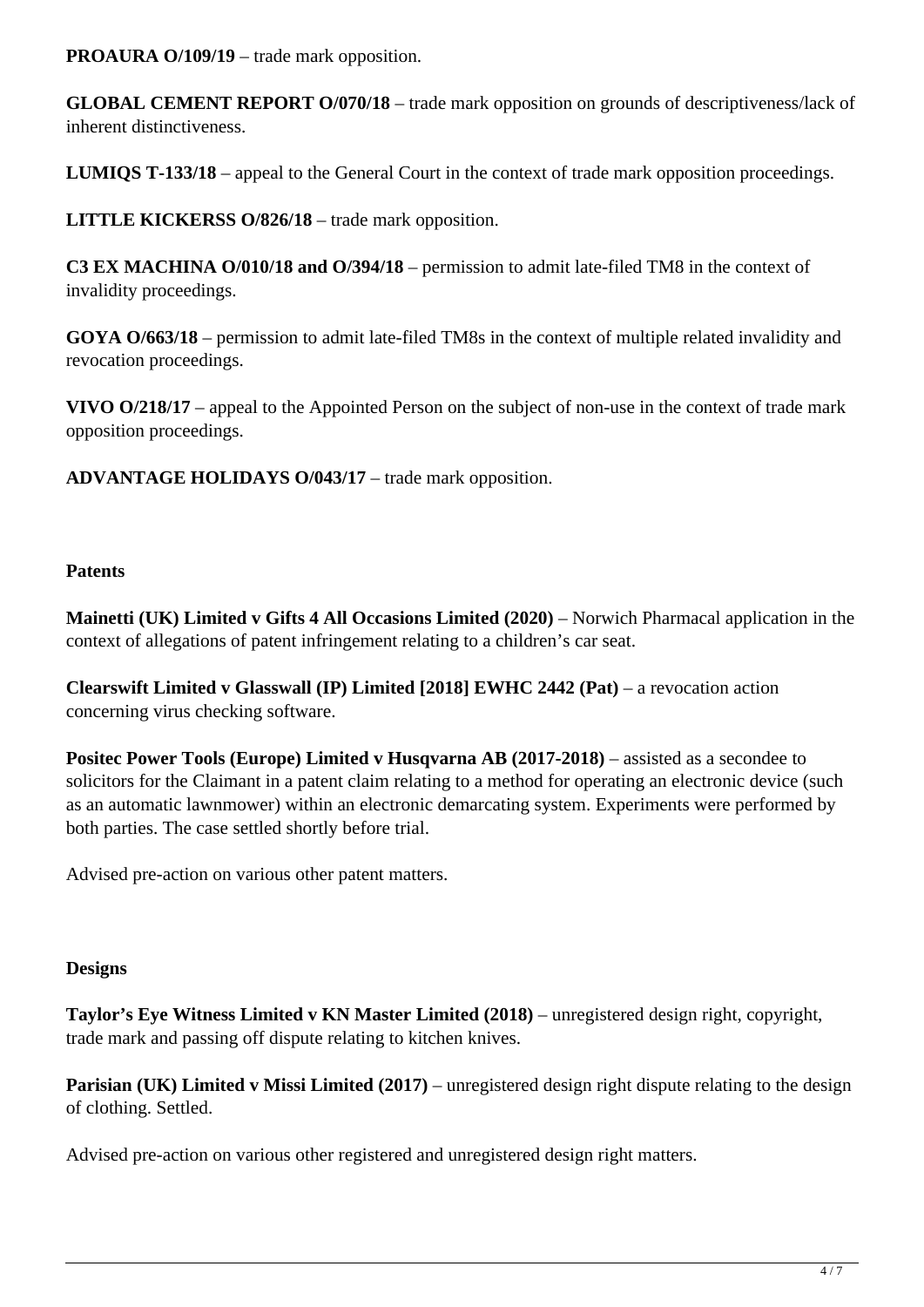**PROAURA O/109/19** – trade mark opposition.

**GLOBAL CEMENT REPORT O/070/18** – trade mark opposition on grounds of descriptiveness/lack of inherent distinctiveness.

**LUMIQS T-133/18** – appeal to the General Court in the context of trade mark opposition proceedings.

**LITTLE KICKERSS O/826/18** – trade mark opposition.

**C3 EX MACHINA O/010/18 and O/394/18** – permission to admit late-filed TM8 in the context of invalidity proceedings.

**GOYA O/663/18** – permission to admit late-filed TM8s in the context of multiple related invalidity and revocation proceedings.

**VIVO O/218/17** – appeal to the Appointed Person on the subject of non-use in the context of trade mark opposition proceedings.

**ADVANTAGE HOLIDAYS O/043/17** – trade mark opposition.

**Patents**

**Mainetti (UK) Limited v Gifts 4 All Occasions Limited (2020)** – Norwich Pharmacal application in the context of allegations of patent infringement relating to a children's car seat.

**Clearswift Limited v Glasswall (IP) Limited [2018] EWHC 2442 (Pat)** – a revocation action concerning virus checking software.

**Positec Power Tools (Europe) Limited v Husqvarna AB (2017-2018)** – assisted as a secondee to solicitors for the Claimant in a patent claim relating to a method for operating an electronic device (such as an automatic lawnmower) within an electronic demarcating system. Experiments were performed by both parties. The case settled shortly before trial.

Advised pre-action on various other patent matters.

**Designs**

**Taylor's Eye Witness Limited v KN Master Limited (2018)** – unregistered design right, copyright, trade mark and passing off dispute relating to kitchen knives.

**Parisian (UK) Limited v Missi Limited (2017)** – unregistered design right dispute relating to the design of clothing. Settled.

Advised pre-action on various other registered and unregistered design right matters.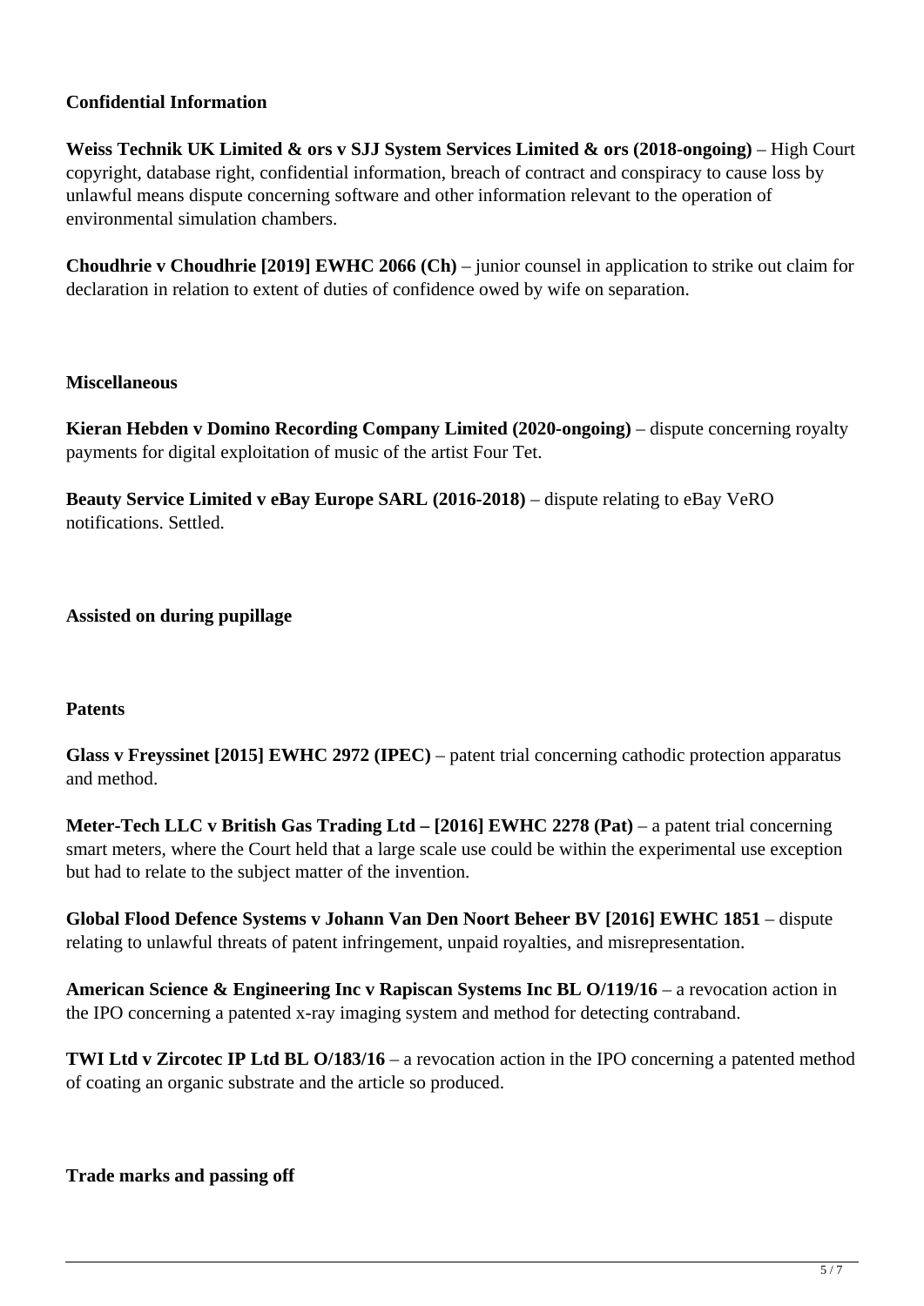**Confidential Information**

**Weiss Technik UK Limited & ors v SJJ System Services Limited & ors (2018-ongoing)** – High Court copyright, database right, confidential information, breach of contract and conspiracy to cause loss by unlawful means dispute concerning software and other information relevant to the operation of environmental simulation chambers.

**Choudhrie v Choudhrie [2019] EWHC 2066 (Ch)** – junior counsel in application to strike out claim for declaration in relation to extent of duties of confidence owed by wife on separation.

**Miscellaneous**

**Kieran Hebden v Domino Recording Company Limited (2020-ongoing)** – dispute concerning royalty payments for digital exploitation of music of the artist Four Tet.

**Beauty Service Limited v eBay Europe SARL (2016-2018)** – dispute relating to eBay VeRO notifications. Settled.

**Assisted on during pupillage**

**Patents**

**Glass v Freyssinet [2015] EWHC 2972 (IPEC)** – patent trial concerning cathodic protection apparatus and method.

**Meter-Tech LLC v British Gas Trading Ltd – [2016] EWHC 2278 (Pat)** – a patent trial concerning smart meters, where the Court held that a large scale use could be within the experimental use exception but had to relate to the subject matter of the invention.

**Global Flood Defence Systems v Johann Van Den Noort Beheer BV [2016] EWHC 1851** – dispute relating to unlawful threats of patent infringement, unpaid royalties, and misrepresentation.

**American Science & Engineering Inc v Rapiscan Systems Inc BL O/119/16** – a revocation action in the IPO concerning a patented x-ray imaging system and method for detecting contraband.

**TWI Ltd v Zircotec IP Ltd BL O/183/16** – a revocation action in the IPO concerning a patented method of coating an organic substrate and the article so produced.

**Trade marks and passing off**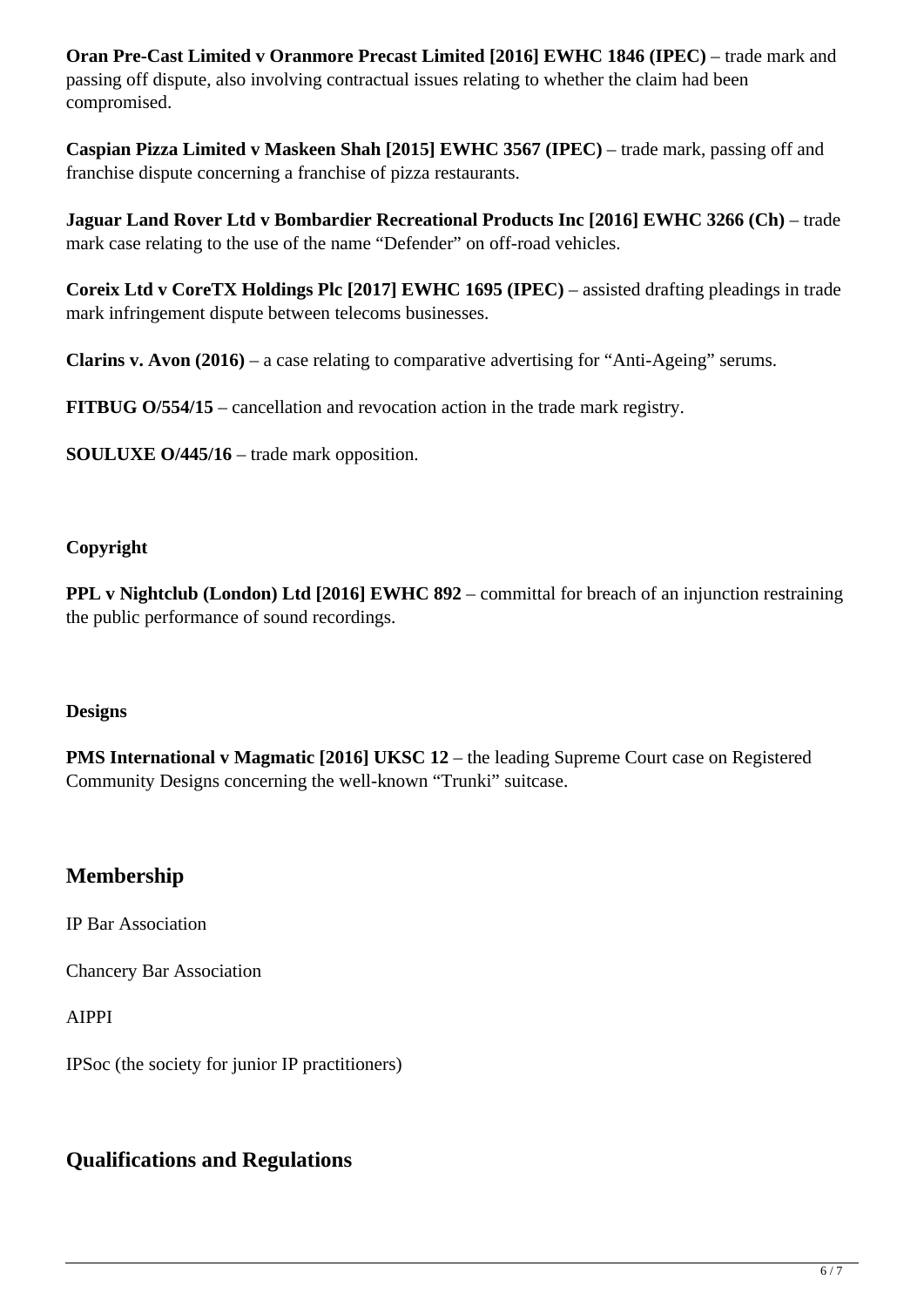**Oran Pre-Cast Limited v Oranmore Precast Limited [2016] EWHC 1846 (IPEC)** – trade mark and passing off dispute, also involving contractual issues relating to whether the claim had been compromised.

**Caspian Pizza Limited v Maskeen Shah [2015] EWHC 3567 (IPEC)** – trade mark, passing off and franchise dispute concerning a franchise of pizza restaurants.

**Jaguar Land Rover Ltd v Bombardier Recreational Products Inc [2016] EWHC 3266 (Ch)** – trade mark case relating to the use of the name "Defender" on off-road vehicles.

**Coreix Ltd v CoreTX Holdings Plc [2017] EWHC 1695 (IPEC)** – assisted drafting pleadings in trade mark infringement dispute between telecoms businesses.

**Clarins v. Avon (2016)** – a case relating to comparative advertising for "Anti-Ageing" serums.

**FITBUG O/554/15** – cancellation and revocation action in the trade mark registry.

**SOULUXE O/445/16** – trade mark opposition.

**Copyright**

**PPL v Nightclub (London) Ltd [2016] EWHC 892** – committal for breach of an injunction restraining the public performance of sound recordings.

**Designs**

**PMS International v Magmatic [2016] UKSC 12** – the leading Supreme Court case on Registered Community Designs concerning the well-known "Trunki" suitcase.

## Membership

IP Bar Association

Chancery Bar Association

AIPPI

IPSoc (the society for junior IP practitioners)

## Qualifications and Regulations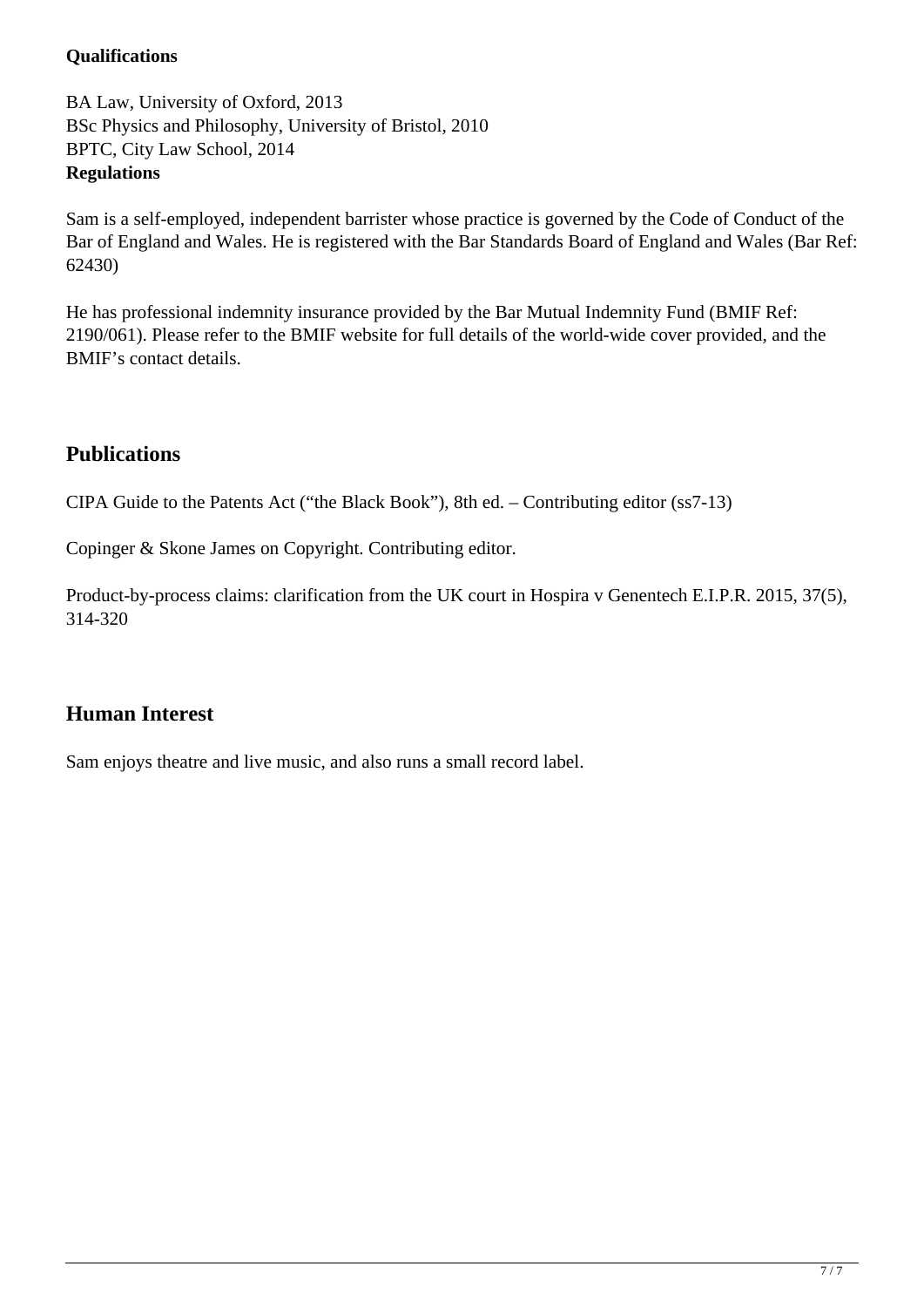**Qualifications**

BA Law, University of Oxford, 2013
BSc Physics and Philosophy, University of Bristol, 2010
BPTC, City Law School, 2014

**Regulations**

Sam is a self-employed, independent barrister whose practice is governed by the Code of Conduct of the Bar of England and Wales. He is registered with the Bar Standards Board of England and Wales (Bar Ref: 62430)

He has professional indemnity insurance provided by the Bar Mutual Indemnity Fund (BMIF Ref: 2190/061). Please refer to the BMIF website for full details of the world-wide cover provided, and the BMIF's contact details.

## Publications

CIPA Guide to the Patents Act ("the Black Book"), 8th ed. – Contributing editor (ss7-13)

Copinger & Skone James on Copyright. Contributing editor.

Product-by-process claims: clarification from the UK court in Hospira v Genentech E.I.P.R. 2015, 37(5), 314-320

## Human Interest

Sam enjoys theatre and live music, and also runs a small record label.